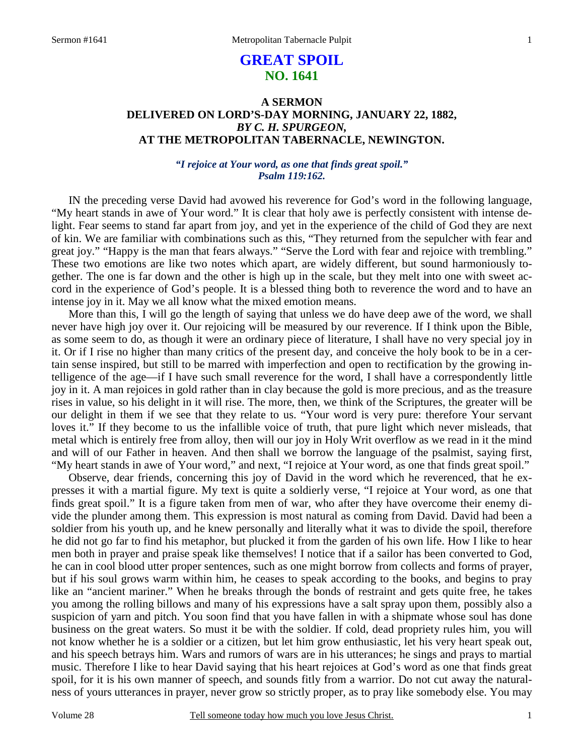# GREAT SPOIL
## NO. 1641

### A SERMON
### DELIVERED ON LORD'S-DAY MORNING, JANUARY 22, 1882,
### *BY C. H. SPURGEON,*
### AT THE METROPOLITAN TABERNACLE, NEWINGTON.

***"I rejoice at Your word, as one that finds great spoil."***
***Psalm 119:162.***

IN the preceding verse David had avowed his reverence for God's word in the following language, "My heart stands in awe of Your word." It is clear that holy awe is perfectly consistent with intense delight. Fear seems to stand far apart from joy, and yet in the experience of the child of God they are next of kin. We are familiar with combinations such as this, "They returned from the sepulcher with fear and great joy." "Happy is the man that fears always." "Serve the Lord with fear and rejoice with trembling." These two emotions are like two notes which apart, are widely different, but sound harmoniously together. The one is far down and the other is high up in the scale, but they melt into one with sweet accord in the experience of God's people. It is a blessed thing both to reverence the word and to have an intense joy in it. May we all know what the mixed emotion means.

More than this, I will go the length of saying that unless we do have deep awe of the word, we shall never have high joy over it. Our rejoicing will be measured by our reverence. If I think upon the Bible, as some seem to do, as though it were an ordinary piece of literature, I shall have no very special joy in it. Or if I rise no higher than many critics of the present day, and conceive the holy book to be in a certain sense inspired, but still to be marred with imperfection and open to rectification by the growing intelligence of the age—if I have such small reverence for the word, I shall have a correspondently little joy in it. A man rejoices in gold rather than in clay because the gold is more precious, and as the treasure rises in value, so his delight in it will rise. The more, then, we think of the Scriptures, the greater will be our delight in them if we see that they relate to us. "Your word is very pure: therefore Your servant loves it." If they become to us the infallible voice of truth, that pure light which never misleads, that metal which is entirely free from alloy, then will our joy in Holy Writ overflow as we read in it the mind and will of our Father in heaven. And then shall we borrow the language of the psalmist, saying first, "My heart stands in awe of Your word," and next, "I rejoice at Your word, as one that finds great spoil."

Observe, dear friends, concerning this joy of David in the word which he reverenced, that he expresses it with a martial figure. My text is quite a soldierly verse, "I rejoice at Your word, as one that finds great spoil." It is a figure taken from men of war, who after they have overcome their enemy divide the plunder among them. This expression is most natural as coming from David. David had been a soldier from his youth up, and he knew personally and literally what it was to divide the spoil, therefore he did not go far to find his metaphor, but plucked it from the garden of his own life. How I like to hear men both in prayer and praise speak like themselves! I notice that if a sailor has been converted to God, he can in cool blood utter proper sentences, such as one might borrow from collects and forms of prayer, but if his soul grows warm within him, he ceases to speak according to the books, and begins to pray like an "ancient mariner." When he breaks through the bonds of restraint and gets quite free, he takes you among the rolling billows and many of his expressions have a salt spray upon them, possibly also a suspicion of yarn and pitch. You soon find that you have fallen in with a shipmate whose soul has done business on the great waters. So must it be with the soldier. If cold, dead propriety rules him, you will not know whether he is a soldier or a citizen, but let him grow enthusiastic, let his very heart speak out, and his speech betrays him. Wars and rumors of wars are in his utterances; he sings and prays to martial music. Therefore I like to hear David saying that his heart rejoices at God's word as one that finds great spoil, for it is his own manner of speech, and sounds fitly from a warrior. Do not cut away the naturalness of yours utterances in prayer, never grow so strictly proper, as to pray like somebody else. You may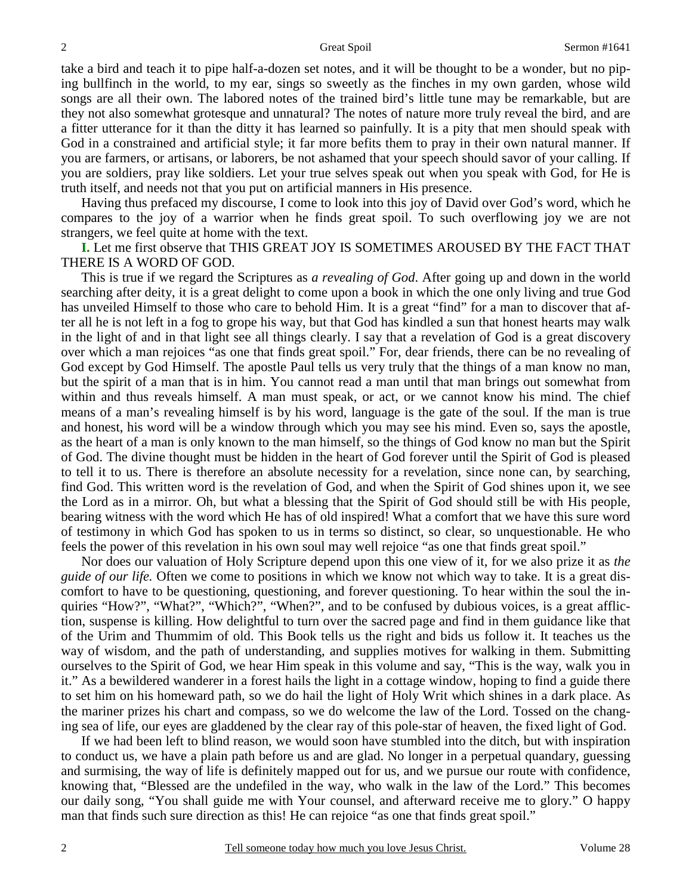take a bird and teach it to pipe half-a-dozen set notes, and it will be thought to be a wonder, but no piping bullfinch in the world, to my ear, sings so sweetly as the finches in my own garden, whose wild songs are all their own. The labored notes of the trained bird's little tune may be remarkable, but are they not also somewhat grotesque and unnatural? The notes of nature more truly reveal the bird, and are a fitter utterance for it than the ditty it has learned so painfully. It is a pity that men should speak with God in a constrained and artificial style; it far more befits them to pray in their own natural manner. If you are farmers, or artisans, or laborers, be not ashamed that your speech should savor of your calling. If you are soldiers, pray like soldiers. Let your true selves speak out when you speak with God, for He is truth itself, and needs not that you put on artificial manners in His presence.

Having thus prefaced my discourse, I come to look into this joy of David over God's word, which he compares to the joy of a warrior when he finds great spoil. To such overflowing joy we are not strangers, we feel quite at home with the text.

**I.** Let me first observe that THIS GREAT JOY IS SOMETIMES AROUSED BY THE FACT THAT THERE IS A WORD OF GOD.

This is true if we regard the Scriptures as *a revealing of God*. After going up and down in the world searching after deity, it is a great delight to come upon a book in which the one only living and true God has unveiled Himself to those who care to behold Him. It is a great "find" for a man to discover that after all he is not left in a fog to grope his way, but that God has kindled a sun that honest hearts may walk in the light of and in that light see all things clearly. I say that a revelation of God is a great discovery over which a man rejoices "as one that finds great spoil." For, dear friends, there can be no revealing of God except by God Himself. The apostle Paul tells us very truly that the things of a man know no man, but the spirit of a man that is in him. You cannot read a man until that man brings out somewhat from within and thus reveals himself. A man must speak, or act, or we cannot know his mind. The chief means of a man's revealing himself is by his word, language is the gate of the soul. If the man is true and honest, his word will be a window through which you may see his mind. Even so, says the apostle, as the heart of a man is only known to the man himself, so the things of God know no man but the Spirit of God. The divine thought must be hidden in the heart of God forever until the Spirit of God is pleased to tell it to us. There is therefore an absolute necessity for a revelation, since none can, by searching, find God. This written word is the revelation of God, and when the Spirit of God shines upon it, we see the Lord as in a mirror. Oh, but what a blessing that the Spirit of God should still be with His people, bearing witness with the word which He has of old inspired! What a comfort that we have this sure word of testimony in which God has spoken to us in terms so distinct, so clear, so unquestionable. He who feels the power of this revelation in his own soul may well rejoice "as one that finds great spoil."

Nor does our valuation of Holy Scripture depend upon this one view of it, for we also prize it as *the guide of our life.* Often we come to positions in which we know not which way to take. It is a great discomfort to have to be questioning, questioning, and forever questioning. To hear within the soul the inquiries "How?", "What?", "Which?", "When?", and to be confused by dubious voices, is a great affliction, suspense is killing. How delightful to turn over the sacred page and find in them guidance like that of the Urim and Thummim of old. This Book tells us the right and bids us follow it. It teaches us the way of wisdom, and the path of understanding, and supplies motives for walking in them. Submitting ourselves to the Spirit of God, we hear Him speak in this volume and say, "This is the way, walk you in it." As a bewildered wanderer in a forest hails the light in a cottage window, hoping to find a guide there to set him on his homeward path, so we do hail the light of Holy Writ which shines in a dark place. As the mariner prizes his chart and compass, so we do welcome the law of the Lord. Tossed on the changing sea of life, our eyes are gladdened by the clear ray of this pole-star of heaven, the fixed light of God.

If we had been left to blind reason, we would soon have stumbled into the ditch, but with inspiration to conduct us, we have a plain path before us and are glad. No longer in a perpetual quandary, guessing and surmising, the way of life is definitely mapped out for us, and we pursue our route with confidence, knowing that, "Blessed are the undefiled in the way, who walk in the law of the Lord." This becomes our daily song, "You shall guide me with Your counsel, and afterward receive me to glory." O happy man that finds such sure direction as this! He can rejoice "as one that finds great spoil."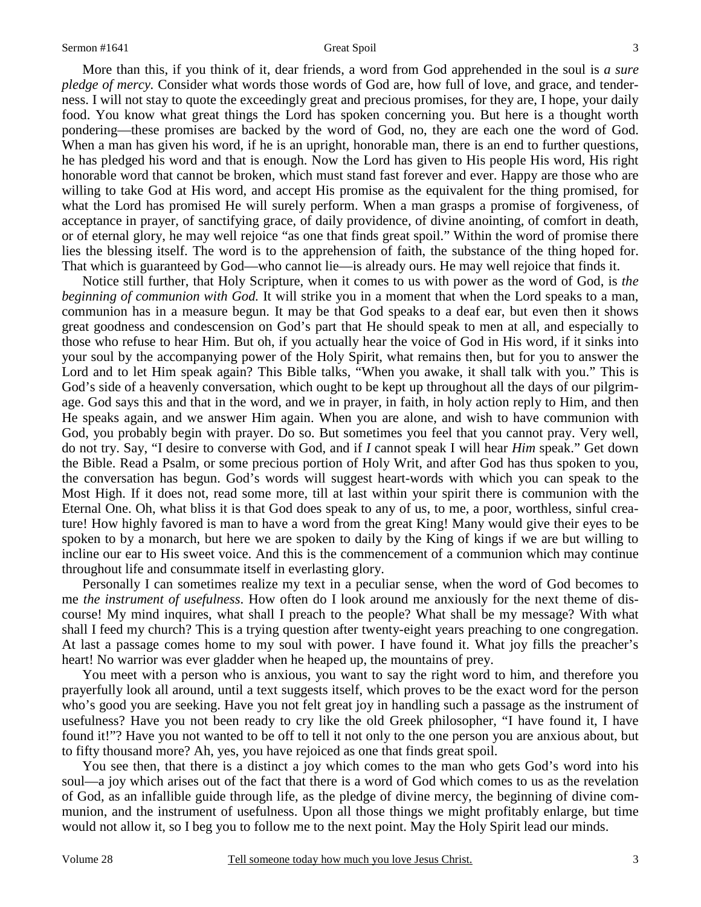More than this, if you think of it, dear friends, a word from God apprehended in the soul is *a sure pledge of mercy.* Consider what words those words of God are, how full of love, and grace, and tenderness. I will not stay to quote the exceedingly great and precious promises, for they are, I hope, your daily food. You know what great things the Lord has spoken concerning you. But here is a thought worth pondering—these promises are backed by the word of God, no, they are each one the word of God. When a man has given his word, if he is an upright, honorable man, there is an end to further questions, he has pledged his word and that is enough. Now the Lord has given to His people His word, His right honorable word that cannot be broken, which must stand fast forever and ever. Happy are those who are willing to take God at His word, and accept His promise as the equivalent for the thing promised, for what the Lord has promised He will surely perform. When a man grasps a promise of forgiveness, of acceptance in prayer, of sanctifying grace, of daily providence, of divine anointing, of comfort in death, or of eternal glory, he may well rejoice "as one that finds great spoil." Within the word of promise there lies the blessing itself. The word is to the apprehension of faith, the substance of the thing hoped for. That which is guaranteed by God—who cannot lie—is already ours. He may well rejoice that finds it.

Notice still further, that Holy Scripture, when it comes to us with power as the word of God, is *the beginning of communion with God.* It will strike you in a moment that when the Lord speaks to a man, communion has in a measure begun. It may be that God speaks to a deaf ear, but even then it shows great goodness and condescension on God's part that He should speak to men at all, and especially to those who refuse to hear Him. But oh, if you actually hear the voice of God in His word, if it sinks into your soul by the accompanying power of the Holy Spirit, what remains then, but for you to answer the Lord and to let Him speak again? This Bible talks, "When you awake, it shall talk with you." This is God's side of a heavenly conversation, which ought to be kept up throughout all the days of our pilgrimage. God says this and that in the word, and we in prayer, in faith, in holy action reply to Him, and then He speaks again, and we answer Him again. When you are alone, and wish to have communion with God, you probably begin with prayer. Do so. But sometimes you feel that you cannot pray. Very well, do not try. Say, "I desire to converse with God, and if *I* cannot speak I will hear *Him* speak." Get down the Bible. Read a Psalm, or some precious portion of Holy Writ, and after God has thus spoken to you, the conversation has begun. God's words will suggest heart-words with which you can speak to the Most High. If it does not, read some more, till at last within your spirit there is communion with the Eternal One. Oh, what bliss it is that God does speak to any of us, to me, a poor, worthless, sinful creature! How highly favored is man to have a word from the great King! Many would give their eyes to be spoken to by a monarch, but here we are spoken to daily by the King of kings if we are but willing to incline our ear to His sweet voice. And this is the commencement of a communion which may continue throughout life and consummate itself in everlasting glory.

Personally I can sometimes realize my text in a peculiar sense, when the word of God becomes to me *the instrument of usefulness*. How often do I look around me anxiously for the next theme of discourse! My mind inquires, what shall I preach to the people? What shall be my message? With what shall I feed my church? This is a trying question after twenty-eight years preaching to one congregation. At last a passage comes home to my soul with power. I have found it. What joy fills the preacher's heart! No warrior was ever gladder when he heaped up, the mountains of prey.

You meet with a person who is anxious, you want to say the right word to him, and therefore you prayerfully look all around, until a text suggests itself, which proves to be the exact word for the person who's good you are seeking. Have you not felt great joy in handling such a passage as the instrument of usefulness? Have you not been ready to cry like the old Greek philosopher, "I have found it, I have found it!"? Have you not wanted to be off to tell it not only to the one person you are anxious about, but to fifty thousand more? Ah, yes, you have rejoiced as one that finds great spoil.

You see then, that there is a distinct a joy which comes to the man who gets God's word into his soul—a joy which arises out of the fact that there is a word of God which comes to us as the revelation of God, as an infallible guide through life, as the pledge of divine mercy, the beginning of divine communion, and the instrument of usefulness. Upon all those things we might profitably enlarge, but time would not allow it, so I beg you to follow me to the next point. May the Holy Spirit lead our minds.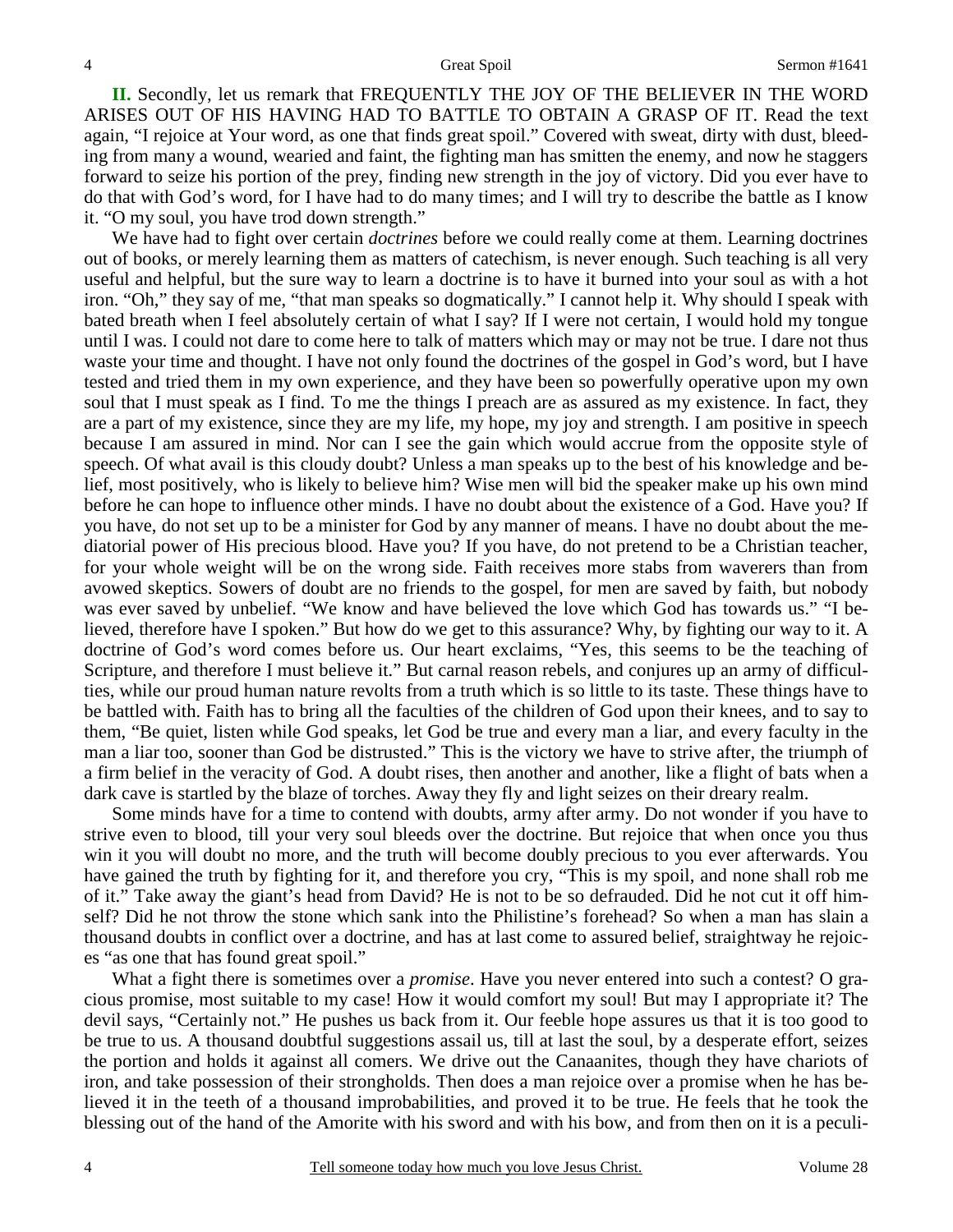**II.** Secondly, let us remark that FREQUENTLY THE JOY OF THE BELIEVER IN THE WORD ARISES OUT OF HIS HAVING HAD TO BATTLE TO OBTAIN A GRASP OF IT. Read the text again, "I rejoice at Your word, as one that finds great spoil." Covered with sweat, dirty with dust, bleeding from many a wound, wearied and faint, the fighting man has smitten the enemy, and now he staggers forward to seize his portion of the prey, finding new strength in the joy of victory. Did you ever have to do that with God's word, for I have had to do many times; and I will try to describe the battle as I know it. "O my soul, you have trod down strength."

We have had to fight over certain *doctrines* before we could really come at them. Learning doctrines out of books, or merely learning them as matters of catechism, is never enough. Such teaching is all very useful and helpful, but the sure way to learn a doctrine is to have it burned into your soul as with a hot iron. "Oh," they say of me, "that man speaks so dogmatically." I cannot help it. Why should I speak with bated breath when I feel absolutely certain of what I say? If I were not certain, I would hold my tongue until I was. I could not dare to come here to talk of matters which may or may not be true. I dare not thus waste your time and thought. I have not only found the doctrines of the gospel in God's word, but I have tested and tried them in my own experience, and they have been so powerfully operative upon my own soul that I must speak as I find. To me the things I preach are as assured as my existence. In fact, they are a part of my existence, since they are my life, my hope, my joy and strength. I am positive in speech because I am assured in mind. Nor can I see the gain which would accrue from the opposite style of speech. Of what avail is this cloudy doubt? Unless a man speaks up to the best of his knowledge and belief, most positively, who is likely to believe him? Wise men will bid the speaker make up his own mind before he can hope to influence other minds. I have no doubt about the existence of a God. Have you? If you have, do not set up to be a minister for God by any manner of means. I have no doubt about the mediatorial power of His precious blood. Have you? If you have, do not pretend to be a Christian teacher, for your whole weight will be on the wrong side. Faith receives more stabs from waverers than from avowed skeptics. Sowers of doubt are no friends to the gospel, for men are saved by faith, but nobody was ever saved by unbelief. "We know and have believed the love which God has towards us." "I believed, therefore have I spoken." But how do we get to this assurance? Why, by fighting our way to it. A doctrine of God's word comes before us. Our heart exclaims, "Yes, this seems to be the teaching of Scripture, and therefore I must believe it." But carnal reason rebels, and conjures up an army of difficulties, while our proud human nature revolts from a truth which is so little to its taste. These things have to be battled with. Faith has to bring all the faculties of the children of God upon their knees, and to say to them, "Be quiet, listen while God speaks, let God be true and every man a liar, and every faculty in the man a liar too, sooner than God be distrusted." This is the victory we have to strive after, the triumph of a firm belief in the veracity of God. A doubt rises, then another and another, like a flight of bats when a dark cave is startled by the blaze of torches. Away they fly and light seizes on their dreary realm.

Some minds have for a time to contend with doubts, army after army. Do not wonder if you have to strive even to blood, till your very soul bleeds over the doctrine. But rejoice that when once you thus win it you will doubt no more, and the truth will become doubly precious to you ever afterwards. You have gained the truth by fighting for it, and therefore you cry, "This is my spoil, and none shall rob me of it." Take away the giant's head from David? He is not to be so defrauded. Did he not cut it off himself? Did he not throw the stone which sank into the Philistine's forehead? So when a man has slain a thousand doubts in conflict over a doctrine, and has at last come to assured belief, straightway he rejoices "as one that has found great spoil."

What a fight there is sometimes over a *promise*. Have you never entered into such a contest? O gracious promise, most suitable to my case! How it would comfort my soul! But may I appropriate it? The devil says, "Certainly not." He pushes us back from it. Our feeble hope assures us that it is too good to be true to us. A thousand doubtful suggestions assail us, till at last the soul, by a desperate effort, seizes the portion and holds it against all comers. We drive out the Canaanites, though they have chariots of iron, and take possession of their strongholds. Then does a man rejoice over a promise when he has believed it in the teeth of a thousand improbabilities, and proved it to be true. He feels that he took the blessing out of the hand of the Amorite with his sword and with his bow, and from then on it is a peculi-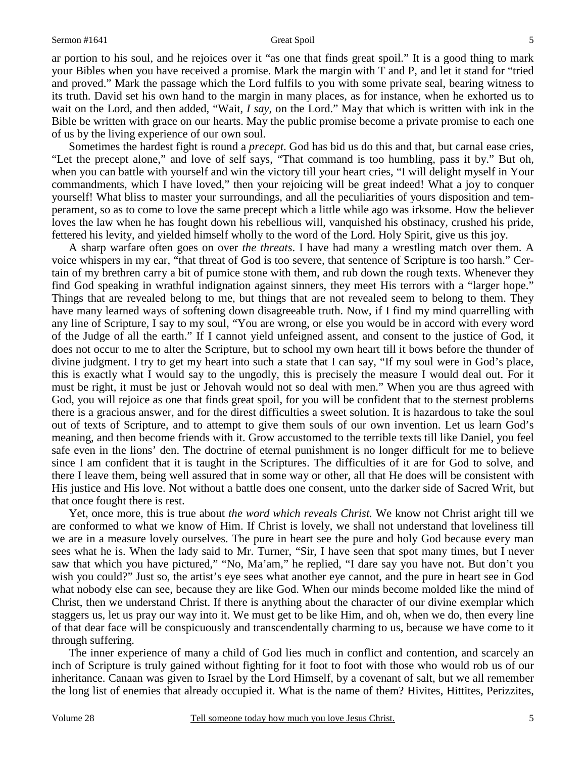ar portion to his soul, and he rejoices over it "as one that finds great spoil." It is a good thing to mark your Bibles when you have received a promise. Mark the margin with T and P, and let it stand for "tried and proved." Mark the passage which the Lord fulfils to you with some private seal, bearing witness to its truth. David set his own hand to the margin in many places, as for instance, when he exhorted us to wait on the Lord, and then added, "Wait, *I say*, on the Lord." May that which is written with ink in the Bible be written with grace on our hearts. May the public promise become a private promise to each one of us by the living experience of our own soul.

Sometimes the hardest fight is round a *precept*. God has bid us do this and that, but carnal ease cries, "Let the precept alone," and love of self says, "That command is too humbling, pass it by." But oh, when you can battle with yourself and win the victory till your heart cries, "I will delight myself in Your commandments, which I have loved," then your rejoicing will be great indeed! What a joy to conquer yourself! What bliss to master your surroundings, and all the peculiarities of yours disposition and temperament, so as to come to love the same precept which a little while ago was irksome. How the believer loves the law when he has fought down his rebellious will, vanquished his obstinacy, crushed his pride, fettered his levity, and yielded himself wholly to the word of the Lord. Holy Spirit, give us this joy.

A sharp warfare often goes on over *the threats*. I have had many a wrestling match over them. A voice whispers in my ear, "that threat of God is too severe, that sentence of Scripture is too harsh." Certain of my brethren carry a bit of pumice stone with them, and rub down the rough texts. Whenever they find God speaking in wrathful indignation against sinners, they meet His terrors with a "larger hope." Things that are revealed belong to me, but things that are not revealed seem to belong to them. They have many learned ways of softening down disagreeable truth. Now, if I find my mind quarrelling with any line of Scripture, I say to my soul, "You are wrong, or else you would be in accord with every word of the Judge of all the earth." If I cannot yield unfeigned assent, and consent to the justice of God, it does not occur to me to alter the Scripture, but to school my own heart till it bows before the thunder of divine judgment. I try to get my heart into such a state that I can say, "If my soul were in God's place, this is exactly what I would say to the ungodly, this is precisely the measure I would deal out. For it must be right, it must be just or Jehovah would not so deal with men." When you are thus agreed with God, you will rejoice as one that finds great spoil, for you will be confident that to the sternest problems there is a gracious answer, and for the direst difficulties a sweet solution. It is hazardous to take the soul out of texts of Scripture, and to attempt to give them souls of our own invention. Let us learn God's meaning, and then become friends with it. Grow accustomed to the terrible texts till like Daniel, you feel safe even in the lions' den. The doctrine of eternal punishment is no longer difficult for me to believe since I am confident that it is taught in the Scriptures. The difficulties of it are for God to solve, and there I leave them, being well assured that in some way or other, all that He does will be consistent with His justice and His love. Not without a battle does one consent, unto the darker side of Sacred Writ, but that once fought there is rest.

Yet, once more, this is true about *the word which reveals Christ.* We know not Christ aright till we are conformed to what we know of Him. If Christ is lovely, we shall not understand that loveliness till we are in a measure lovely ourselves. The pure in heart see the pure and holy God because every man sees what he is. When the lady said to Mr. Turner, "Sir, I have seen that spot many times, but I never saw that which you have pictured," "No, Ma'am," he replied, "I dare say you have not. But don't you wish you could?" Just so, the artist's eye sees what another eye cannot, and the pure in heart see in God what nobody else can see, because they are like God. When our minds become molded like the mind of Christ, then we understand Christ. If there is anything about the character of our divine exemplar which staggers us, let us pray our way into it. We must get to be like Him, and oh, when we do, then every line of that dear face will be conspicuously and transcendentally charming to us, because we have come to it through suffering.

The inner experience of many a child of God lies much in conflict and contention, and scarcely an inch of Scripture is truly gained without fighting for it foot to foot with those who would rob us of our inheritance. Canaan was given to Israel by the Lord Himself, by a covenant of salt, but we all remember the long list of enemies that already occupied it. What is the name of them? Hivites, Hittites, Perizzites,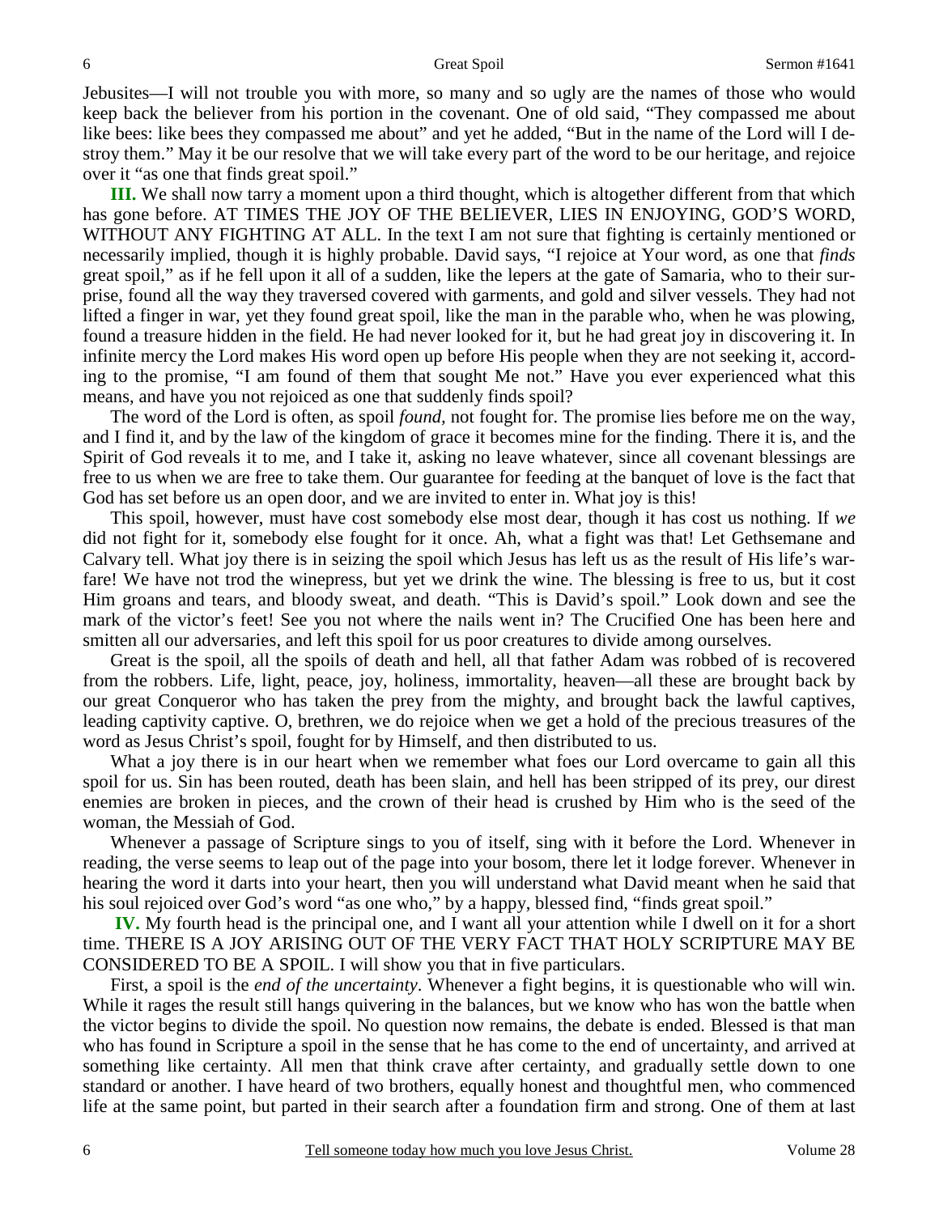Jebusites—I will not trouble you with more, so many and so ugly are the names of those who would keep back the believer from his portion in the covenant. One of old said, "They compassed me about like bees: like bees they compassed me about" and yet he added, "But in the name of the Lord will I destroy them." May it be our resolve that we will take every part of the word to be our heritage, and rejoice over it "as one that finds great spoil."

**III.** We shall now tarry a moment upon a third thought, which is altogether different from that which has gone before. AT TIMES THE JOY OF THE BELIEVER, LIES IN ENJOYING, GOD'S WORD, WITHOUT ANY FIGHTING AT ALL. In the text I am not sure that fighting is certainly mentioned or necessarily implied, though it is highly probable. David says, "I rejoice at Your word, as one that *finds* great spoil," as if he fell upon it all of a sudden, like the lepers at the gate of Samaria, who to their surprise, found all the way they traversed covered with garments, and gold and silver vessels. They had not lifted a finger in war, yet they found great spoil, like the man in the parable who, when he was plowing, found a treasure hidden in the field. He had never looked for it, but he had great joy in discovering it. In infinite mercy the Lord makes His word open up before His people when they are not seeking it, according to the promise, "I am found of them that sought Me not." Have you ever experienced what this means, and have you not rejoiced as one that suddenly finds spoil?

The word of the Lord is often, as spoil *found,* not fought for. The promise lies before me on the way, and I find it, and by the law of the kingdom of grace it becomes mine for the finding. There it is, and the Spirit of God reveals it to me, and I take it, asking no leave whatever, since all covenant blessings are free to us when we are free to take them. Our guarantee for feeding at the banquet of love is the fact that God has set before us an open door, and we are invited to enter in. What joy is this!

This spoil, however, must have cost somebody else most dear, though it has cost us nothing. If *we* did not fight for it, somebody else fought for it once. Ah, what a fight was that! Let Gethsemane and Calvary tell. What joy there is in seizing the spoil which Jesus has left us as the result of His life's warfare! We have not trod the winepress, but yet we drink the wine. The blessing is free to us, but it cost Him groans and tears, and bloody sweat, and death. "This is David's spoil." Look down and see the mark of the victor's feet! See you not where the nails went in? The Crucified One has been here and smitten all our adversaries, and left this spoil for us poor creatures to divide among ourselves.

Great is the spoil, all the spoils of death and hell, all that father Adam was robbed of is recovered from the robbers. Life, light, peace, joy, holiness, immortality, heaven—all these are brought back by our great Conqueror who has taken the prey from the mighty, and brought back the lawful captives, leading captivity captive. O, brethren, we do rejoice when we get a hold of the precious treasures of the word as Jesus Christ's spoil, fought for by Himself, and then distributed to us.

What a joy there is in our heart when we remember what foes our Lord overcame to gain all this spoil for us. Sin has been routed, death has been slain, and hell has been stripped of its prey, our direst enemies are broken in pieces, and the crown of their head is crushed by Him who is the seed of the woman, the Messiah of God.

Whenever a passage of Scripture sings to you of itself, sing with it before the Lord. Whenever in reading, the verse seems to leap out of the page into your bosom, there let it lodge forever. Whenever in hearing the word it darts into your heart, then you will understand what David meant when he said that his soul rejoiced over God's word "as one who," by a happy, blessed find, "finds great spoil."

**IV.** My fourth head is the principal one, and I want all your attention while I dwell on it for a short time. THERE IS A JOY ARISING OUT OF THE VERY FACT THAT HOLY SCRIPTURE MAY BE CONSIDERED TO BE A SPOIL. I will show you that in five particulars.

First, a spoil is the *end of the uncertainty*. Whenever a fight begins, it is questionable who will win. While it rages the result still hangs quivering in the balances, but we know who has won the battle when the victor begins to divide the spoil. No question now remains, the debate is ended. Blessed is that man who has found in Scripture a spoil in the sense that he has come to the end of uncertainty, and arrived at something like certainty. All men that think crave after certainty, and gradually settle down to one standard or another. I have heard of two brothers, equally honest and thoughtful men, who commenced life at the same point, but parted in their search after a foundation firm and strong. One of them at last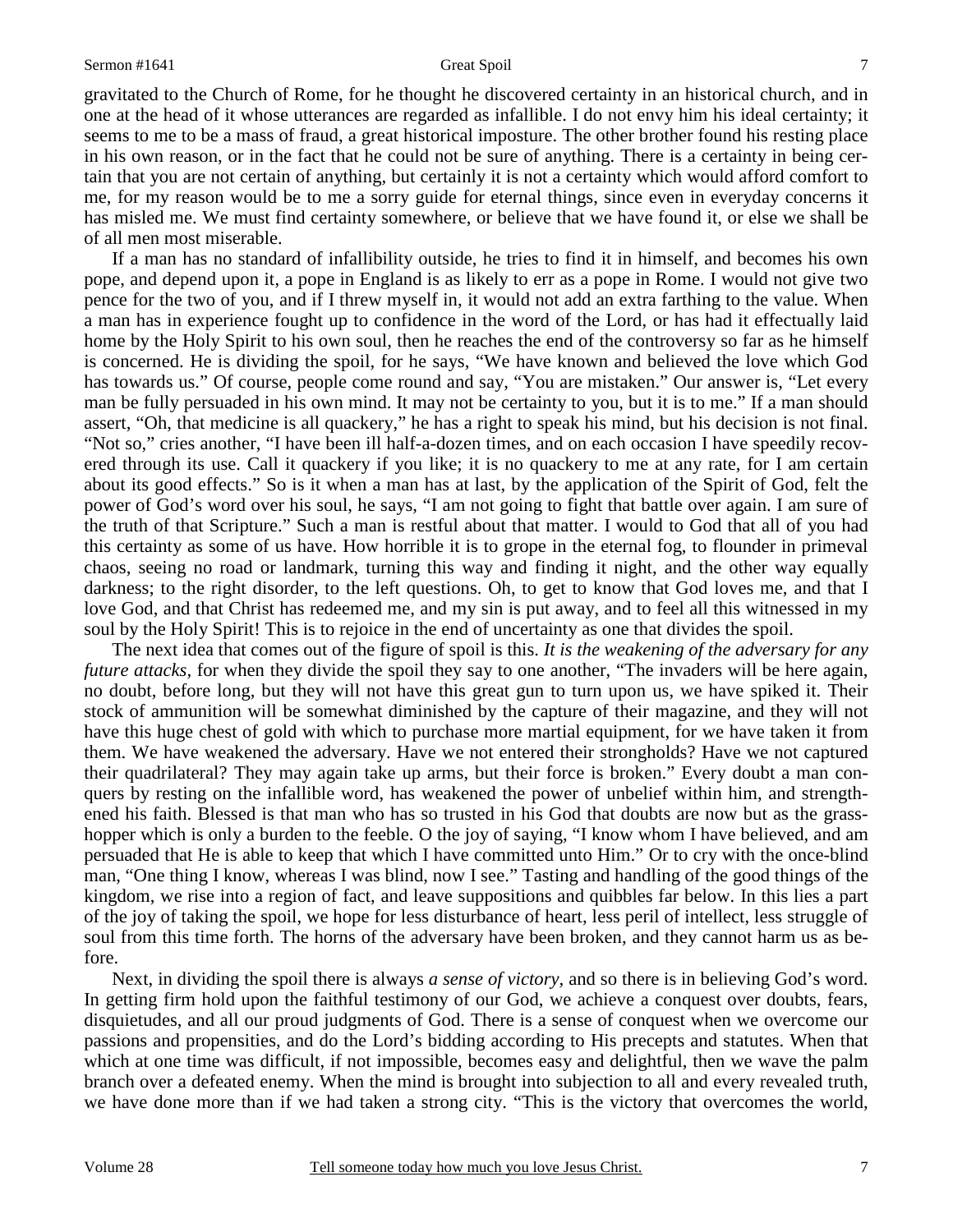gravitated to the Church of Rome, for he thought he discovered certainty in an historical church, and in one at the head of it whose utterances are regarded as infallible. I do not envy him his ideal certainty; it seems to me to be a mass of fraud, a great historical imposture. The other brother found his resting place in his own reason, or in the fact that he could not be sure of anything. There is a certainty in being certain that you are not certain of anything, but certainly it is not a certainty which would afford comfort to me, for my reason would be to me a sorry guide for eternal things, since even in everyday concerns it has misled me. We must find certainty somewhere, or believe that we have found it, or else we shall be of all men most miserable.

If a man has no standard of infallibility outside, he tries to find it in himself, and becomes his own pope, and depend upon it, a pope in England is as likely to err as a pope in Rome. I would not give two pence for the two of you, and if I threw myself in, it would not add an extra farthing to the value. When a man has in experience fought up to confidence in the word of the Lord, or has had it effectually laid home by the Holy Spirit to his own soul, then he reaches the end of the controversy so far as he himself is concerned. He is dividing the spoil, for he says, "We have known and believed the love which God has towards us." Of course, people come round and say, "You are mistaken." Our answer is, "Let every man be fully persuaded in his own mind. It may not be certainty to you, but it is to me." If a man should assert, "Oh, that medicine is all quackery," he has a right to speak his mind, but his decision is not final. "Not so," cries another, "I have been ill half-a-dozen times, and on each occasion I have speedily recovered through its use. Call it quackery if you like; it is no quackery to me at any rate, for I am certain about its good effects." So is it when a man has at last, by the application of the Spirit of God, felt the power of God's word over his soul, he says, "I am not going to fight that battle over again. I am sure of the truth of that Scripture." Such a man is restful about that matter. I would to God that all of you had this certainty as some of us have. How horrible it is to grope in the eternal fog, to flounder in primeval chaos, seeing no road or landmark, turning this way and finding it night, and the other way equally darkness; to the right disorder, to the left questions. Oh, to get to know that God loves me, and that I love God, and that Christ has redeemed me, and my sin is put away, and to feel all this witnessed in my soul by the Holy Spirit! This is to rejoice in the end of uncertainty as one that divides the spoil.

The next idea that comes out of the figure of spoil is this. *It is the weakening of the adversary for any future attacks*, for when they divide the spoil they say to one another, "The invaders will be here again, no doubt, before long, but they will not have this great gun to turn upon us, we have spiked it. Their stock of ammunition will be somewhat diminished by the capture of their magazine, and they will not have this huge chest of gold with which to purchase more martial equipment, for we have taken it from them. We have weakened the adversary. Have we not entered their strongholds? Have we not captured their quadrilateral? They may again take up arms, but their force is broken." Every doubt a man conquers by resting on the infallible word, has weakened the power of unbelief within him, and strengthened his faith. Blessed is that man who has so trusted in his God that doubts are now but as the grasshopper which is only a burden to the feeble. O the joy of saying, "I know whom I have believed, and am persuaded that He is able to keep that which I have committed unto Him." Or to cry with the once-blind man, "One thing I know, whereas I was blind, now I see." Tasting and handling of the good things of the kingdom, we rise into a region of fact, and leave suppositions and quibbles far below. In this lies a part of the joy of taking the spoil, we hope for less disturbance of heart, less peril of intellect, less struggle of soul from this time forth. The horns of the adversary have been broken, and they cannot harm us as before.

Next, in dividing the spoil there is always *a sense of victory*, and so there is in believing God's word. In getting firm hold upon the faithful testimony of our God, we achieve a conquest over doubts, fears, disquietudes, and all our proud judgments of God. There is a sense of conquest when we overcome our passions and propensities, and do the Lord's bidding according to His precepts and statutes. When that which at one time was difficult, if not impossible, becomes easy and delightful, then we wave the palm branch over a defeated enemy. When the mind is brought into subjection to all and every revealed truth, we have done more than if we had taken a strong city. "This is the victory that overcomes the world,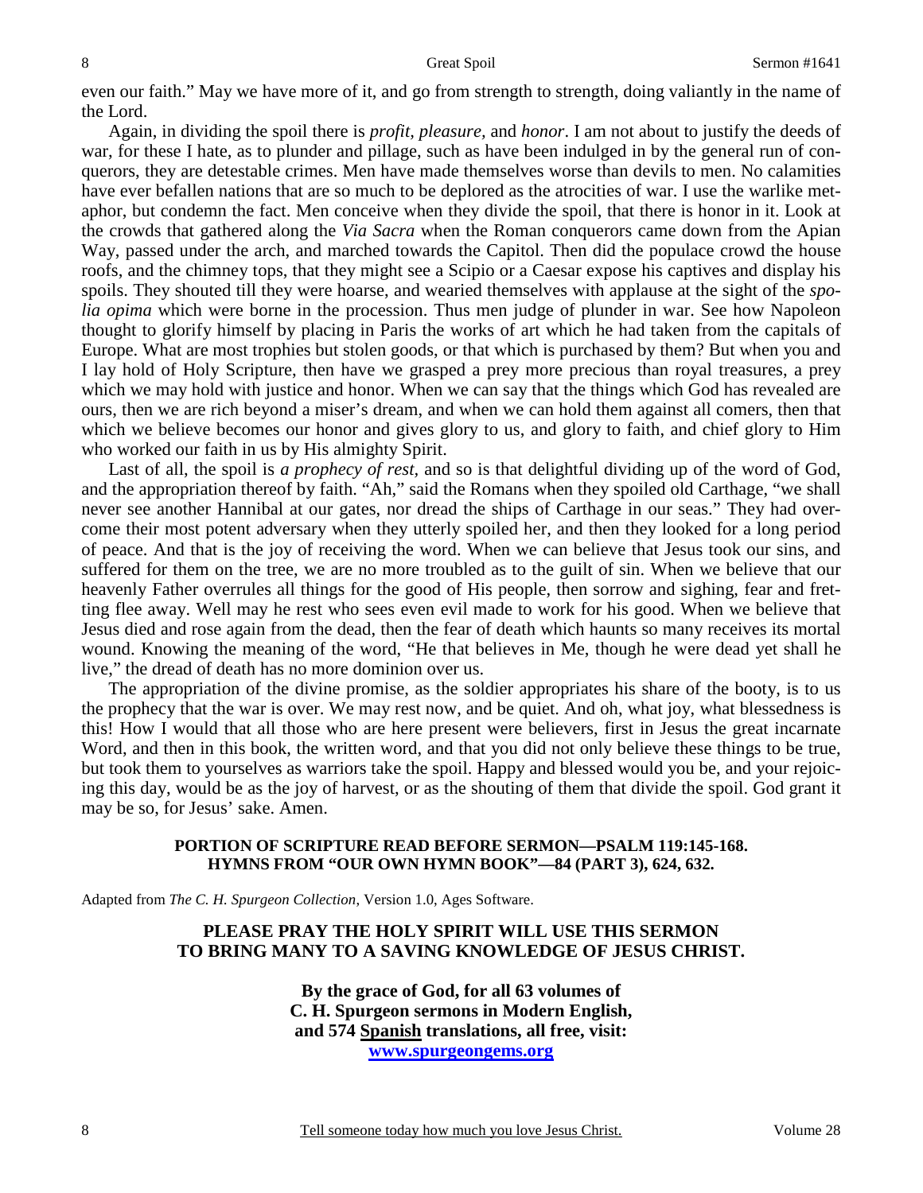even our faith." May we have more of it, and go from strength to strength, doing valiantly in the name of the Lord.

Again, in dividing the spoil there is *profit, pleasure,* and *honor*. I am not about to justify the deeds of war, for these I hate, as to plunder and pillage, such as have been indulged in by the general run of conquerors, they are detestable crimes. Men have made themselves worse than devils to men. No calamities have ever befallen nations that are so much to be deplored as the atrocities of war. I use the warlike metaphor, but condemn the fact. Men conceive when they divide the spoil, that there is honor in it. Look at the crowds that gathered along the *Via Sacra* when the Roman conquerors came down from the Apian Way, passed under the arch, and marched towards the Capitol. Then did the populace crowd the house roofs, and the chimney tops, that they might see a Scipio or a Caesar expose his captives and display his spoils. They shouted till they were hoarse, and wearied themselves with applause at the sight of the *spolia opima* which were borne in the procession. Thus men judge of plunder in war. See how Napoleon thought to glorify himself by placing in Paris the works of art which he had taken from the capitals of Europe. What are most trophies but stolen goods, or that which is purchased by them? But when you and I lay hold of Holy Scripture, then have we grasped a prey more precious than royal treasures, a prey which we may hold with justice and honor. When we can say that the things which God has revealed are ours, then we are rich beyond a miser's dream, and when we can hold them against all comers, then that which we believe becomes our honor and gives glory to us, and glory to faith, and chief glory to Him who worked our faith in us by His almighty Spirit.

Last of all, the spoil is *a prophecy of rest*, and so is that delightful dividing up of the word of God, and the appropriation thereof by faith. "Ah," said the Romans when they spoiled old Carthage, "we shall never see another Hannibal at our gates, nor dread the ships of Carthage in our seas." They had overcome their most potent adversary when they utterly spoiled her, and then they looked for a long period of peace. And that is the joy of receiving the word. When we can believe that Jesus took our sins, and suffered for them on the tree, we are no more troubled as to the guilt of sin. When we believe that our heavenly Father overrules all things for the good of His people, then sorrow and sighing, fear and fretting flee away. Well may he rest who sees even evil made to work for his good. When we believe that Jesus died and rose again from the dead, then the fear of death which haunts so many receives its mortal wound. Knowing the meaning of the word, "He that believes in Me, though he were dead yet shall he live," the dread of death has no more dominion over us.

The appropriation of the divine promise, as the soldier appropriates his share of the booty, is to us the prophecy that the war is over. We may rest now, and be quiet. And oh, what joy, what blessedness is this! How I would that all those who are here present were believers, first in Jesus the great incarnate Word, and then in this book, the written word, and that you did not only believe these things to be true, but took them to yourselves as warriors take the spoil. Happy and blessed would you be, and your rejoicing this day, would be as the joy of harvest, or as the shouting of them that divide the spoil. God grant it may be so, for Jesus' sake. Amen.

**PORTION OF SCRIPTURE READ BEFORE SERMON—PSALM 119:145-168.**
**HYMNS FROM "OUR OWN HYMN BOOK"—84 (PART 3), 624, 632.**

Adapted from *The C. H. Spurgeon Collection*, Version 1.0, Ages Software.

**PLEASE PRAY THE HOLY SPIRIT WILL USE THIS SERMON TO BRING MANY TO A SAVING KNOWLEDGE OF JESUS CHRIST.**

**By the grace of God, for all 63 volumes of C. H. Spurgeon sermons in Modern English, and 574 Spanish translations, all free, visit: www.spurgeongems.org**